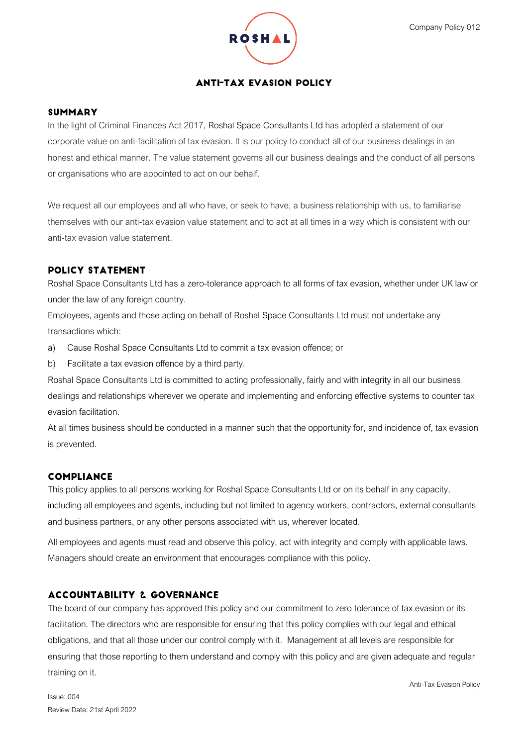# ANTI-TAX EVASION POLICY

## SUMMARY

In the light of Criminal Finances Act 2017, Roshal Space Consultants Ltd has adopted a statement of our corporate value on anti-facilitation of tax evasion. It is our policy to conduct all of our business dealings in an honest and ethical manner. The value statement governs all our business dealings and the conduct of all persons or organisations who are appointed to act on our behalf.

We request all our employees and all who have, or seek to have, a business relationship with us, to familiarise themselves with our anti-tax evasion value statement and to act at all times in a way which is consistent with our anti-tax evasion value statement.

## POLICY STATEMENT

Roshal Space Consultants Ltd has a zero-tolerance approach to all forms of tax evasion, whether under UK law or under the law of any foreign country.

Employees, agents and those acting on behalf of Roshal Space Consultants Ltd must not undertake any transactions which:

a) Cause Roshal Space Consultants Ltd to commit a tax evasion offence; or

b) Facilitate a tax evasion offence by a third party.

Roshal Space Consultants Ltd is committed to acting professionally, fairly and with integrity in all our business dealings and relationships wherever we operate and implementing and enforcing effective systems to counter tax evasion facilitation.

At all times business should be conducted in a manner such that the opportunity for, and incidence of, tax evasion is prevented.

## COMPLIANCE

This policy applies to all persons working for Roshal Space Consultants Ltd or on its behalf in any capacity, including all employees and agents, including but not limited to agency workers, contractors, external consultants and business partners, or any other persons associated with us, wherever located.

All employees and agents must read and observe this policy, act with integrity and comply with applicable laws. Managers should create an environment that encourages compliance with this policy.

## ACCOUNTABILITY & GOVERNANCE

The board of our company has approved this policy and our commitment to zero tolerance of tax evasion or its facilitation. The directors who are responsible for ensuring that this policy complies with our legal and ethical obligations, and that all those under our control comply with it. Management at all levels are responsible for ensuring that those reporting to them understand and comply with this policy and are given adequate and regular training on it.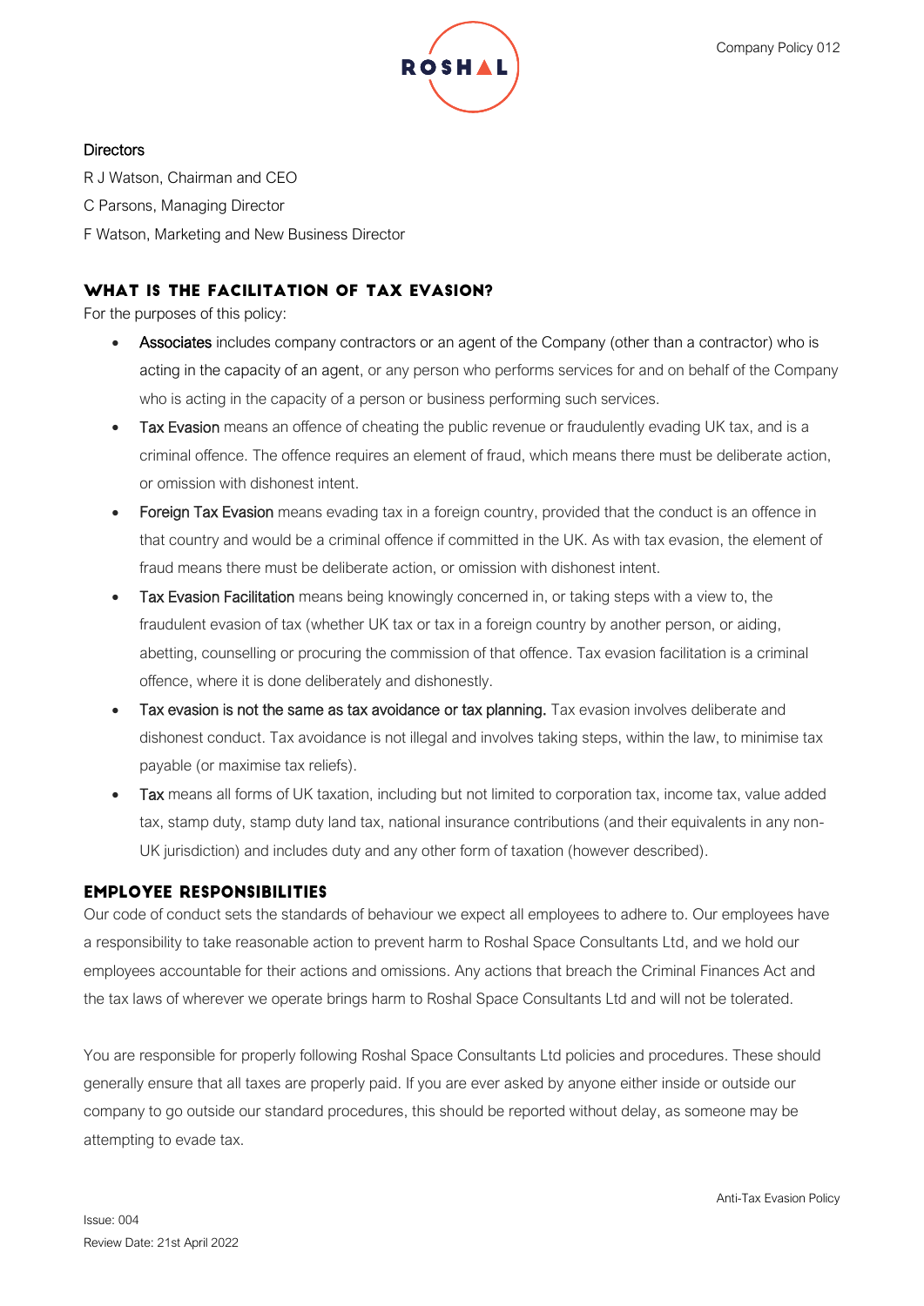**Directors**

R J Watson, Chairman and CEO

C Parsons, Managing Director

F Watson, Marketing and New Business Director

## WHAT IS THE FACILITATION OF TAX EVASION?

For the purposes of this policy:

- **Associates** includes company contractors or an agent of the Company (other than a contractor) who is acting in the capacity of an agent, or any person who performs services for and on behalf of the Company who is acting in the capacity of a person or business performing such services.
- **Tax Evasion** means an offence of cheating the public revenue or fraudulently evading UK tax, and is a criminal offence. The offence requires an element of fraud, which means there must be deliberate action, or omission with dishonest intent.
- **Foreign Tax Evasion** means evading tax in a foreign country, provided that the conduct is an offence in that country and would be a criminal offence if committed in the UK. As with tax evasion, the element of fraud means there must be deliberate action, or omission with dishonest intent.
- **Tax Evasion Facilitation** means being knowingly concerned in, or taking steps with a view to, the fraudulent evasion of tax (whether UK tax or tax in a foreign country by another person, or aiding, abetting, counselling or procuring the commission of that offence. Tax evasion facilitation is a criminal offence, where it is done deliberately and dishonestly.
- **Tax evasion is not the same as tax avoidance or tax planning.** Tax evasion involves deliberate and dishonest conduct. Tax avoidance is not illegal and involves taking steps, within the law, to minimise tax payable (or maximise tax reliefs).
- **Tax** means all forms of UK taxation, including but not limited to corporation tax, income tax, value added tax, stamp duty, stamp duty land tax, national insurance contributions (and their equivalents in any non-UK jurisdiction) and includes duty and any other form of taxation (however described).

## EMPLOYEE RESPONSIBILITIES

Our code of conduct sets the standards of behaviour we expect all employees to adhere to. Our employees have a responsibility to take reasonable action to prevent harm to Roshal Space Consultants Ltd, and we hold our employees accountable for their actions and omissions. Any actions that breach the Criminal Finances Act and the tax laws of wherever we operate brings harm to Roshal Space Consultants Ltd and will not be tolerated.

You are responsible for properly following Roshal Space Consultants Ltd policies and procedures. These should generally ensure that all taxes are properly paid. If you are ever asked by anyone either inside or outside our company to go outside our standard procedures, this should be reported without delay, as someone may be attempting to evade tax.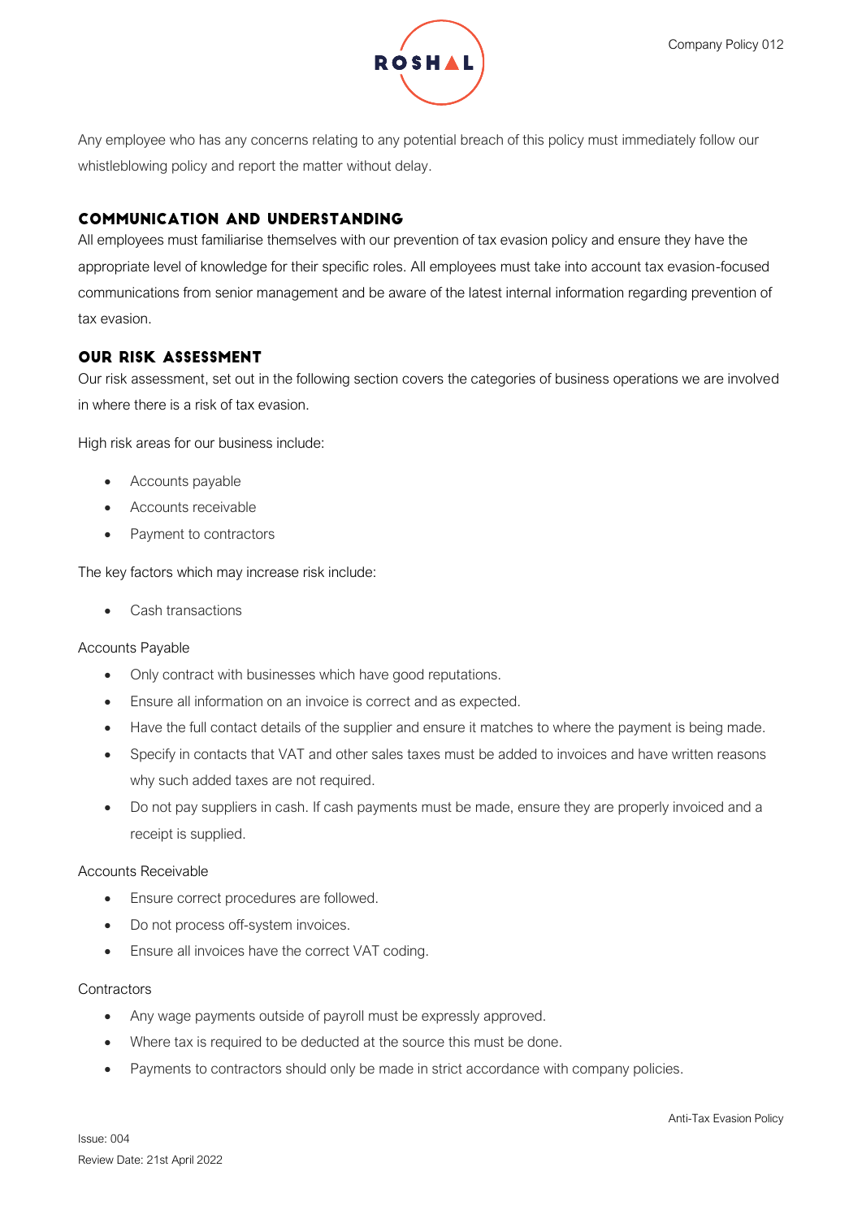Any employee who has any concerns relating to any potential breach of this policy must immediately follow our whistleblowing policy and report the matter without delay.

## COMMUNICATION AND UNDERSTANDING

All employees must familiarise themselves with our prevention of tax evasion policy and ensure they have the appropriate level of knowledge for their specific roles. All employees must take into account tax evasion-focused communications from senior management and be aware of the latest internal information regarding prevention of tax evasion.

## OUR RISK ASSESSMENT

Our risk assessment, set out in the following section covers the categories of business operations we are involved in where there is a risk of tax evasion.

High risk areas for our business include:

- Accounts payable
- Accounts receivable
- Payment to contractors

The key factors which may increase risk include:

- Cash transactions

Accounts Payable

- Only contract with businesses which have good reputations.
- Ensure all information on an invoice is correct and as expected.
- Have the full contact details of the supplier and ensure it matches to where the payment is being made.
- Specify in contacts that VAT and other sales taxes must be added to invoices and have written reasons why such added taxes are not required.
- Do not pay suppliers in cash. If cash payments must be made, ensure they are properly invoiced and a receipt is supplied.

Accounts Receivable

- Ensure correct procedures are followed.
- Do not process off-system invoices.
- Ensure all invoices have the correct VAT coding.

Contractors

- Any wage payments outside of payroll must be expressly approved.
- Where tax is required to be deducted at the source this must be done.
- Payments to contractors should only be made in strict accordance with company policies.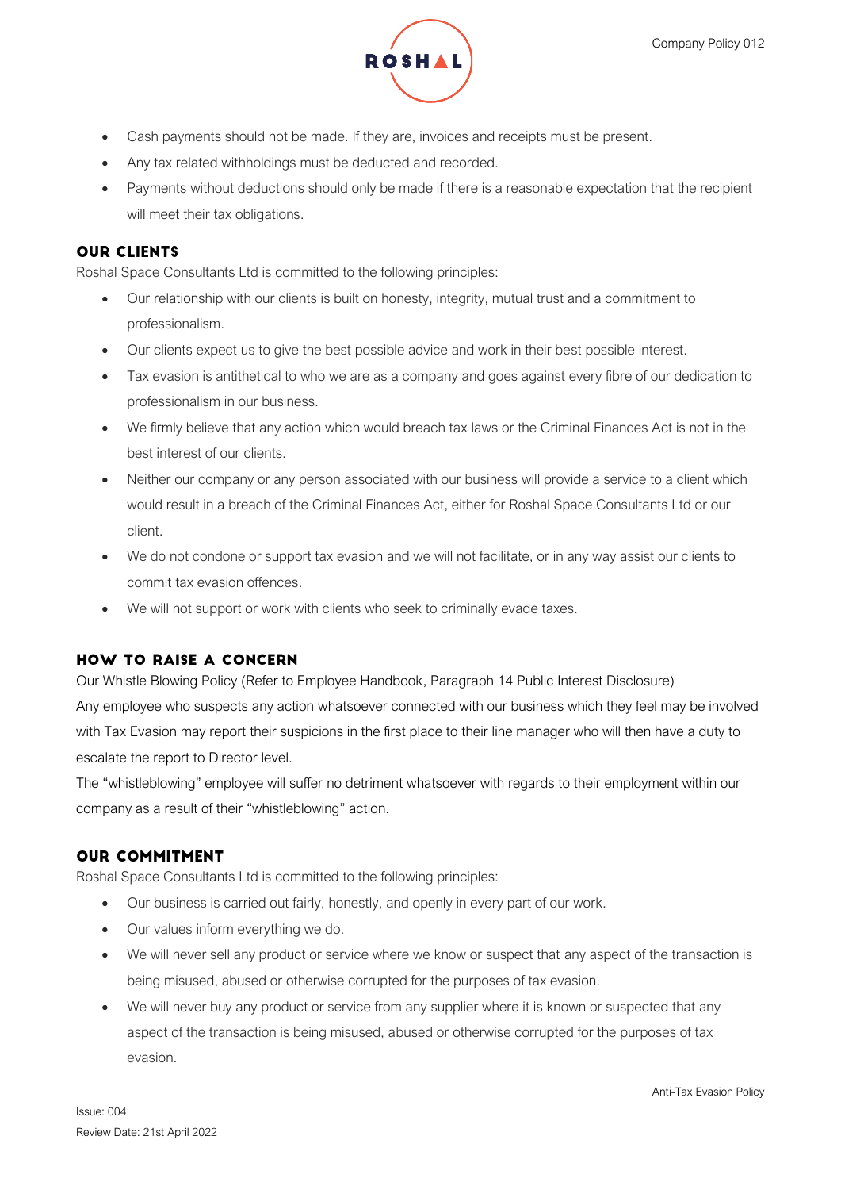- Cash payments should not be made. If they are, invoices and receipts must be present.
- Any tax related withholdings must be deducted and recorded.
- Payments without deductions should only be made if there is a reasonable expectation that the recipient will meet their tax obligations.

## OUR CLIENTS

Roshal Space Consultants Ltd is committed to the following principles:

- Our relationship with our clients is built on honesty, integrity, mutual trust and a commitment to professionalism.
- Our clients expect us to give the best possible advice and work in their best possible interest.
- Tax evasion is antithetical to who we are as a company and goes against every fibre of our dedication to professionalism in our business.
- We firmly believe that any action which would breach tax laws or the Criminal Finances Act is not in the best interest of our clients.
- Neither our company or any person associated with our business will provide a service to a client which would result in a breach of the Criminal Finances Act, either for Roshal Space Consultants Ltd or our client.
- We do not condone or support tax evasion and we will not facilitate, or in any way assist our clients to commit tax evasion offences.
- We will not support or work with clients who seek to criminally evade taxes.

## HOW TO RAISE A CONCERN

Our Whistle Blowing Policy (Refer to Employee Handbook, Paragraph 14 Public Interest Disclosure)

Any employee who suspects any action whatsoever connected with our business which they feel may be involved with Tax Evasion may report their suspicions in the first place to their line manager who will then have a duty to escalate the report to Director level.

The "whistleblowing" employee will suffer no detriment whatsoever with regards to their employment within our company as a result of their "whistleblowing" action.

## OUR COMMITMENT

Roshal Space Consultants Ltd is committed to the following principles:

- Our business is carried out fairly, honestly, and openly in every part of our work.
- Our values inform everything we do.
- We will never sell any product or service where we know or suspect that any aspect of the transaction is being misused, abused or otherwise corrupted for the purposes of tax evasion.
- We will never buy any product or service from any supplier where it is known or suspected that any aspect of the transaction is being misused, abused or otherwise corrupted for the purposes of tax evasion.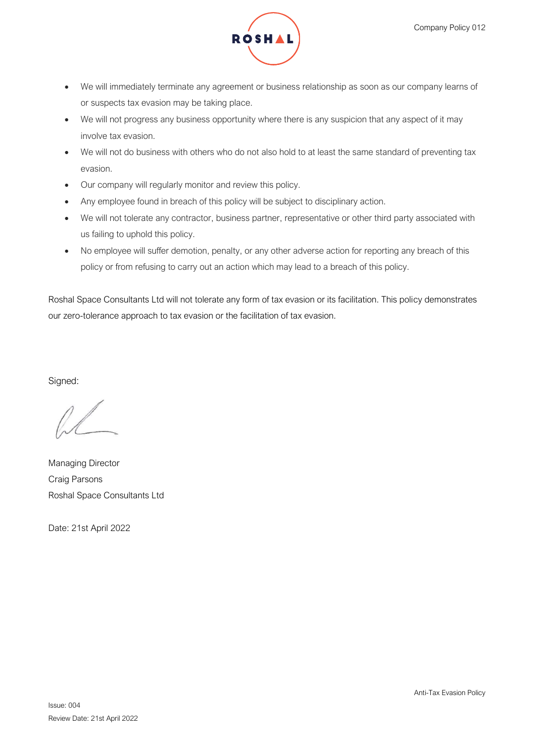- We will immediately terminate any agreement or business relationship as soon as our company learns of or suspects tax evasion may be taking place.
- We will not progress any business opportunity where there is any suspicion that any aspect of it may involve tax evasion.
- We will not do business with others who do not also hold to at least the same standard of preventing tax evasion.
- Our company will regularly monitor and review this policy.
- Any employee found in breach of this policy will be subject to disciplinary action.
- We will not tolerate any contractor, business partner, representative or other third party associated with us failing to uphold this policy.
- No employee will suffer demotion, penalty, or any other adverse action for reporting any breach of this policy or from refusing to carry out an action which may lead to a breach of this policy.

Roshal Space Consultants Ltd will not tolerate any form of tax evasion or its facilitation. This policy demonstrates our zero-tolerance approach to tax evasion or the facilitation of tax evasion.

Signed:

Managing Director
Craig Parsons
Roshal Space Consultants Ltd

Date: 21st April 2022

Issue: 004
Review Date: 21st April 2022